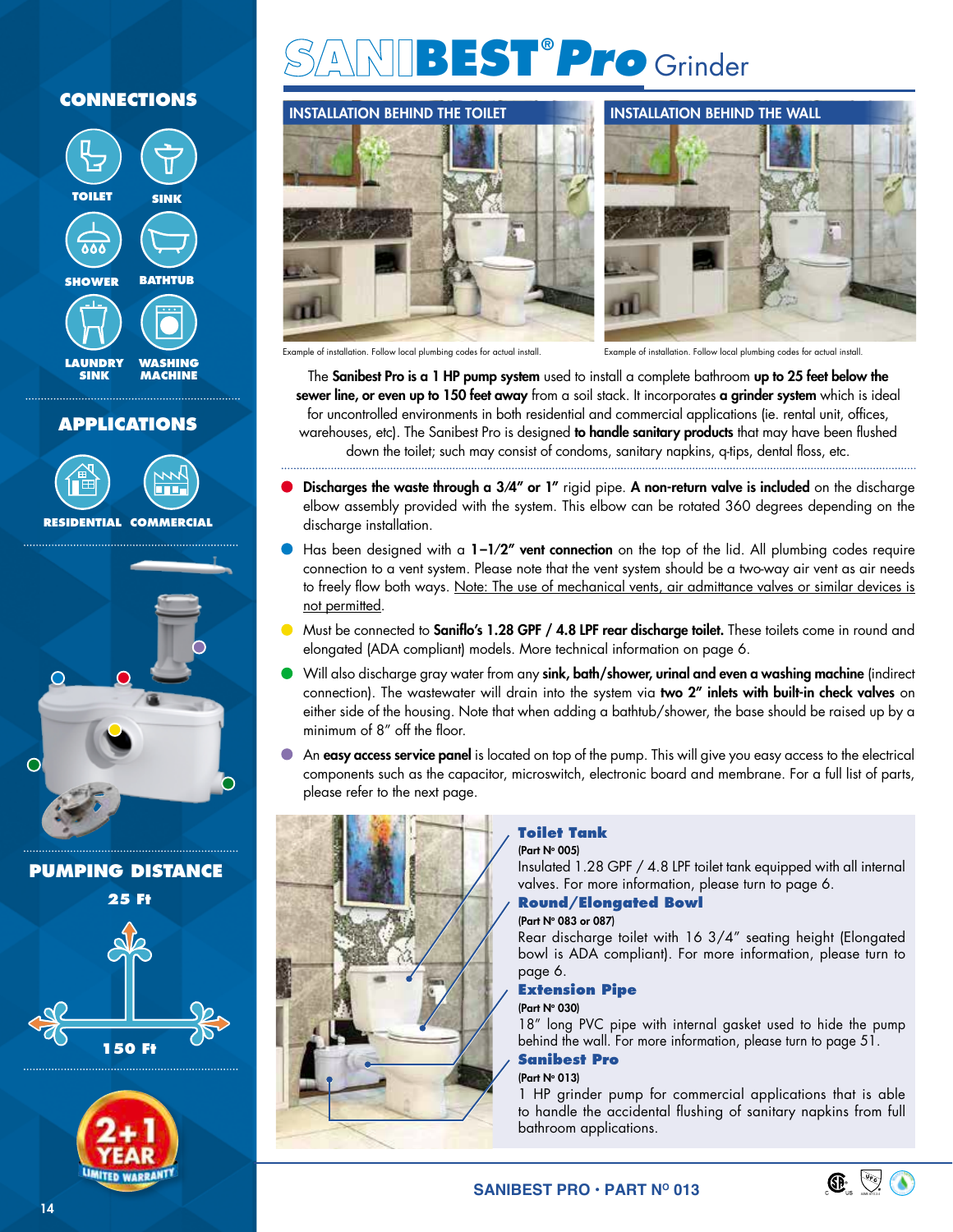# SANIBEST® Pro Grinder

## CONNECTIONS

TOILET · SINK · SHOWER · BATHTUB · LAUNDRY SINK · WASHING MACHINE

## APPLICATIONS

RESIDENTIAL · COMMERCIAL

## PUMPING DISTANCE

25 Ft

150 Ft

2+1 YEAR LIMITED WARRANTY

### INSTALLATION BEHIND THE TOILET

Example of installation. Follow local plumbing codes for actual install.

### INSTALLATION BEHIND THE WALL

Example of installation. Follow local plumbing codes for actual install.

The **Sanibest Pro is a 1 HP pump system** used to install a complete bathroom **up to 25 feet below the sewer line, or even up to 150 feet away** from a soil stack. It incorporates **a grinder system** which is ideal for uncontrolled environments in both residential and commercial applications (ie. rental unit, offices, warehouses, etc). The Sanibest Pro is designed **to handle sanitary products** that may have been flushed down the toilet; such may consist of condoms, sanitary napkins, q-tips, dental floss, etc.

- **Discharges the waste through a 3/4" or 1"** rigid pipe. **A non-return valve is included** on the discharge elbow assembly provided with the system. This elbow can be rotated 360 degrees depending on the discharge installation.
- Has been designed with a **1-1/2" vent connection** on the top of the lid. All plumbing codes require connection to a vent system. Please note that the vent system should be a two-way air vent as air needs to freely flow both ways. Note: The use of mechanical vents, air admittance valves or similar devices is not permitted.
- Must be connected to **Saniflo's 1.28 GPF / 4.8 LPF rear discharge toilet.** These toilets come in round and elongated (ADA compliant) models. More technical information on page 6.
- Will also discharge gray water from any **sink, bath/shower, urinal and even a washing machine** (indirect connection). The wastewater will drain into the system via **two 2" inlets with built-in check valves** on either side of the housing. Note that when adding a bathtub/shower, the base should be raised up by a minimum of 8" off the floor.
- An **easy access service panel** is located on top of the pump. This will give you easy access to the electrical components such as the capacitor, microswitch, electronic board and membrane. For a full list of parts, please refer to the next page.

**Toilet Tank**
(Part Nº 005)
Insulated 1.28 GPF / 4.8 LPF toilet tank equipped with all internal valves. For more information, please turn to page 6.

**Round/Elongated Bowl**
(Part Nº 083 or 087)
Rear discharge toilet with 16 3/4" seating height (Elongated bowl is ADA compliant). For more information, please turn to page 6.

**Extension Pipe**
(Part Nº 030)
18" long PVC pipe with internal gasket used to hide the pump behind the wall. For more information, please turn to page 51.

**Sanibest Pro**
(Part Nº 013)
1 HP grinder pump for commercial applications that is able to handle the accidental flushing of sanitary napkins from full bathroom applications.

SANIBEST PRO · PART Nº 013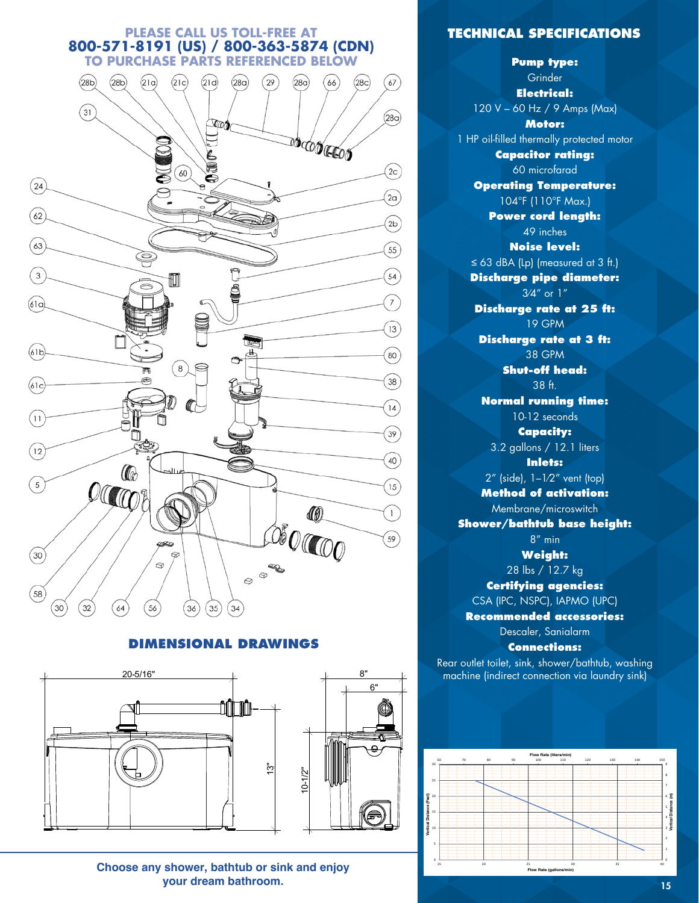PLEASE CALL US TOLL-FREE AT
**800-571-8191 (US) / 800-363-5874 (CDN)**
TO PURCHASE PARTS REFERENCED BELOW

28b 28b 21a 21c 21d 28a 29 28a 66 28c 67
31 28a
60 2c
24 2a
62 2b
63 55
3 54
61a 7
13
61b 80
8 38
61c 14
11 39
12 40
5 15
1
59
30
58
30 32 64 56 36 35 34

## DIMENSIONAL DRAWINGS

20-5/16"
13"
8"
6"
10-1/2"

**Choose any shower, bathtub or sink and enjoy your dream bathroom.**

## TECHNICAL SPECIFICATIONS

**Pump type:**
Grinder

**Electrical:**
120 V – 60 Hz / 9 Amps (Max)

**Motor:**
1 HP oil-filled thermally protected motor

**Capacitor rating:**
60 microfarad

**Operating Temperature:**
104°F (110°F Max.)

**Power cord length:**
49 inches

**Noise level:**
≤ 63 dBA (Lp) (measured at 3 ft.)

**Discharge pipe diameter:**
3⁄4″ or 1″

**Discharge rate at 25 ft:**
19 GPM

**Discharge rate at 3 ft:**
38 GPM

**Shut-off head:**
38 ft.

**Normal running time:**
10-12 seconds

**Capacity:**
3.2 gallons / 12.1 liters

**Inlets:**
2″ (side), 1–1⁄2″ vent (top)

**Method of activation:**
Membrane/microswitch

**Shower/bathtub base height:**
8″ min

**Weight:**
28 lbs / 12.7 kg

**Certifying agencies:**
CSA (IPC, NSPC), IAPMO (UPC)

**Recommended accessories:**
Descaler, Sanialarm

**Connections:**
Rear outlet toilet, sink, shower/bathtub, washing machine (indirect connection via laundry sink)

Flow Rate (liters/min)
60 70 80 90 100 110 120 130 140 150
Vertical Distance (Feet)
0 5 10 15 20 25 30
Vertical Distance (m)
0 1 2 3 4 5 6 7 8 9
15 20 25 30 35 40
Flow Rate (gallons/min)